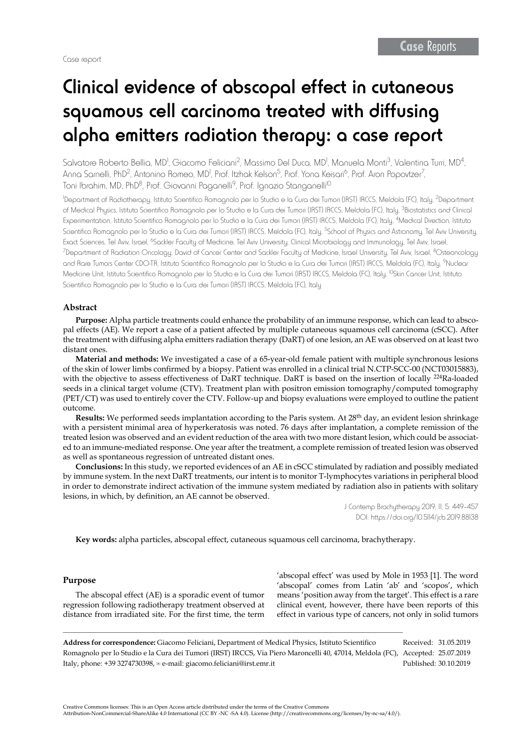Case report

# Clinical evidence of abscopal effect in cutaneous squamous cell carcinoma treated with diffusing alpha emitters radiation therapy: a case report

Salvatore Roberto Bellia, MD[1], Giacomo Feliciani[2], Massimo Del Duca, MD[1], Manuela Monti[3], Valentina Turri, MD[4], Anna Sarnelli, PhD[2], Antonino Romeo, MD[1], Prof. Itzhak Kelson[5], Prof. Yona Keisari[6], Prof. Aron Popovtzer[7], Toni Ibrahim, MD, PhD[8], Prof. Giovanni Paganelli[9], Prof. Ignazio Stanganelli[10]

[1]Department of Radiotherapy, Istituto Scientifico Romagnolo per lo Studio e la Cura dei Tumori (IRST) IRCCS, Meldola (FC), Italy, [2]Department of Medical Physics, Istituto Scientifico Romagnolo per lo Studio e la Cura dei Tumori (IRST) IRCCS, Meldola (FC), Italy, [3]Biostatistics and Clinical Experimentation, Istituto Scientifico Romagnolo per lo Studio e la Cura dei Tumori (IRST) IRCCS, Meldola (FC), Italy, [4]Medical Direction, Istituto Scientifico Romagnolo per lo Studio e la Cura dei Tumori (IRST) IRCCS, Meldola (FC), Italy, [5]School of Physics and Astronomy, Tel Aviv University, Exact Sciences, Tel Aviv, Israel, [6]Sackler Faculty of Medicine, Tel Aviv University, Clinical Microbiology and Immunology, Tel Aviv, Israel, [7]Department of Radiation Oncology, David of Cancer Center and Sackler Faculty of Medicine, Israel University, Tel Aviv, Israel, [8]Osteoncology and Rare Tumors Center CDO-TR, Istituto Scientifico Romagnolo per lo Studio e la Cura dei Tumori (IRST) IRCCS, Meldola (FC), Italy, [9]Nuclear Medicine Unit, Istituto Scientifico Romagnolo per lo Studio e la Cura dei Tumori (IRST) IRCCS, Meldola (FC), Italy, [10]Skin Cancer Unit, Istituto Scientifico Romagnolo per lo Studio e la Cura dei Tumori (IRST) IRCCS, Meldola (FC), Italy

## Abstract

**Purpose:** Alpha particle treatments could enhance the probability of an immune response, which can lead to abscopal effects (AE). We report a case of a patient affected by multiple cutaneous squamous cell carcinoma (cSCC). After the treatment with diffusing alpha emitters radiation therapy (DaRT) of one lesion, an AE was observed on at least two distant ones.

**Material and methods:** We investigated a case of a 65-year-old female patient with multiple synchronous lesions of the skin of lower limbs confirmed by a biopsy. Patient was enrolled in a clinical trial N.CTP-SCC-00 (NCT03015883), with the objective to assess effectiveness of DaRT technique. DaRT is based on the insertion of locally $^{224}$Ra-loaded seeds in a clinical target volume (CTV). Treatment plan with positron emission tomography/computed tomography (PET/CT) was used to entirely cover the CTV. Follow-up and biopsy evaluations were employed to outline the patient outcome.

**Results:** We performed seeds implantation according to the Paris system. At 28th day, an evident lesion shrinkage with a persistent minimal area of hyperkeratosis was noted. 76 days after implantation, a complete remission of the treated lesion was observed and an evident reduction of the area with two more distant lesion, which could be associated to an immune-mediated response. One year after the treatment, a complete remission of treated lesion was observed as well as spontaneous regression of untreated distant ones.

**Conclusions:** In this study, we reported evidences of an AE in cSCC stimulated by radiation and possibly mediated by immune system. In the next DaRT treatments, our intent is to monitor T-lymphocytes variations in peripheral blood in order to demonstrate indirect activation of the immune system mediated by radiation also in patients with solitary lesions, in which, by definition, an AE cannot be observed.

J Contemp Brachytherapy 2019; 11, 5: 449–457
DOI: https://doi.org/10.5114/jcb.2019.88138

**Key words:** alpha particles, abscopal effect, cutaneous squamous cell carcinoma, brachytherapy.

## Purpose

The abscopal effect (AE) is a sporadic event of tumor regression following radiotherapy treatment observed at distance from irradiated site. For the first time, the term 'abscopal effect' was used by Mole in 1953 [1]. The word 'abscopal' comes from Latin 'ab' and 'scopos', which means 'position away from the target'. This effect is a rare clinical event, however, there have been reports of this effect in various type of cancers, not only in solid tumors

**Address for correspondence:** Giacomo Feliciani, Department of Medical Physics, Istituto Scientifico Romagnolo per lo Studio e la Cura dei Tumori (IRST) IRCCS, Via Piero Maroncelli 40, 47014, Meldola (FC), Italy, phone: +39 3274730398, ✉ e-mail: giacomo.feliciani@irst.emr.it

Received: 31.05.2019
Accepted: 25.07.2019
Published: 30.10.2019

Creative Commons licenses: This is an Open Access article distributed under the terms of the Creative Commons Attribution-NonCommercial-ShareAlike 4.0 International (CC BY -NC -SA 4.0). License (http://creativecommons.org/licenses/by-nc-sa/4.0/).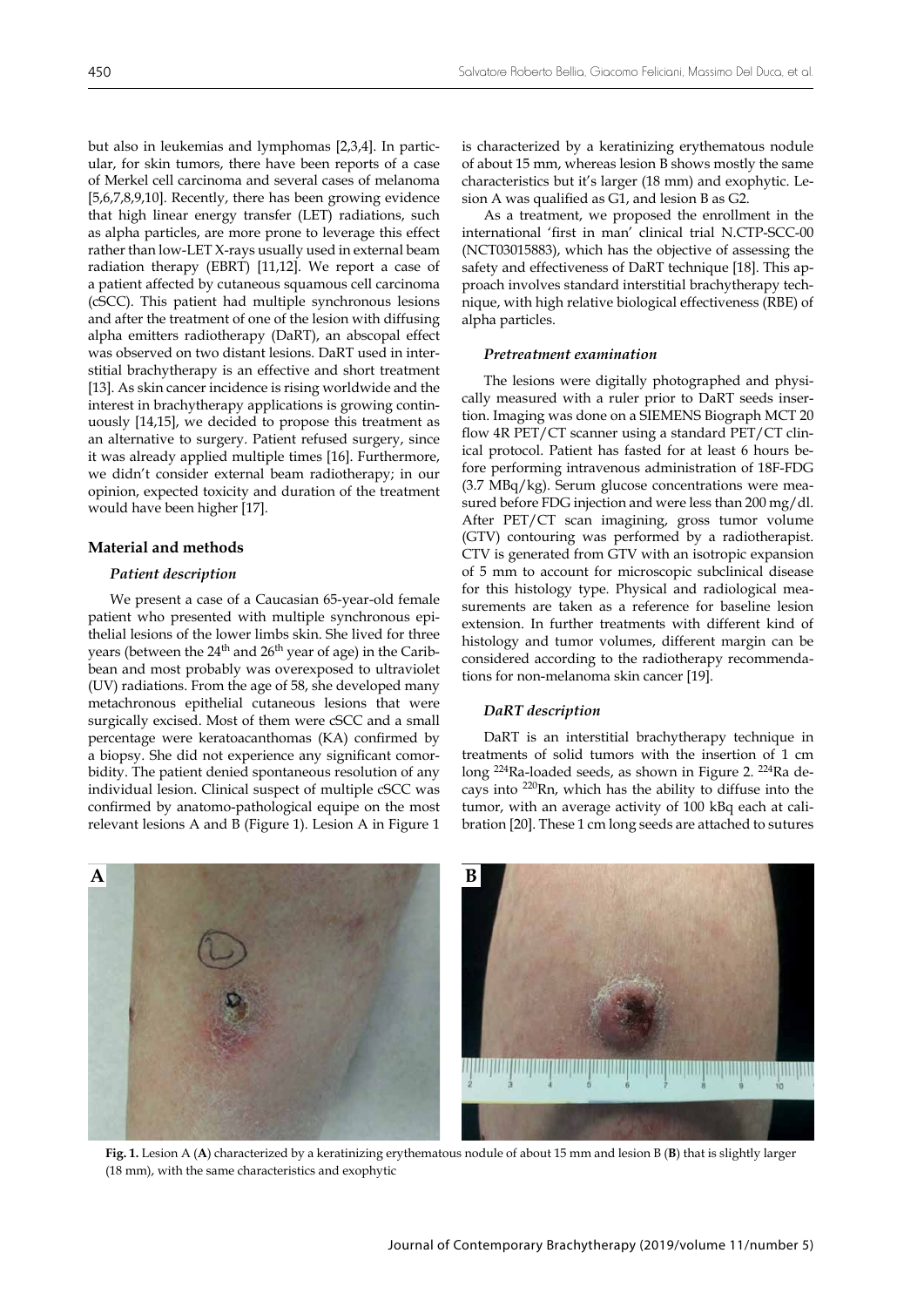but also in leukemias and lymphomas [2,3,4]. In particular, for skin tumors, there have been reports of a case of Merkel cell carcinoma and several cases of melanoma [5,6,7,8,9,10]. Recently, there has been growing evidence that high linear energy transfer (LET) radiations, such as alpha particles, are more prone to leverage this effect rather than low-LET X-rays usually used in external beam radiation therapy (EBRT) [11,12]. We report a case of a patient affected by cutaneous squamous cell carcinoma (cSCC). This patient had multiple synchronous lesions and after the treatment of one of the lesion with diffusing alpha emitters radiotherapy (DaRT), an abscopal effect was observed on two distant lesions. DaRT used in interstitial brachytherapy is an effective and short treatment [13]. As skin cancer incidence is rising worldwide and the interest in brachytherapy applications is growing continuously [14,15], we decided to propose this treatment as an alternative to surgery. Patient refused surgery, since it was already applied multiple times [16]. Furthermore, we didn't consider external beam radiotherapy; in our opinion, expected toxicity and duration of the treatment would have been higher [17].

## Material and methods

### Patient description

We present a case of a Caucasian 65-year-old female patient who presented with multiple synchronous epithelial lesions of the lower limbs skin. She lived for three years (between the 24th and 26th year of age) in the Caribbean and most probably was overexposed to ultraviolet (UV) radiations. From the age of 58, she developed many metachronous epithelial cutaneous lesions that were surgically excised. Most of them were cSCC and a small percentage were keratoacanthomas (KA) confirmed by a biopsy. She did not experience any significant comorbidity. The patient denied spontaneous resolution of any individual lesion. Clinical suspect of multiple cSCC was confirmed by anatomo-pathological equipe on the most relevant lesions A and B (Figure 1). Lesion A in Figure 1 is characterized by a keratinizing erythematous nodule of about 15 mm, whereas lesion B shows mostly the same characteristics but it's larger (18 mm) and exophytic. Lesion A was qualified as G1, and lesion B as G2.

As a treatment, we proposed the enrollment in the international 'first in man' clinical trial N.CTP-SCC-00 (NCT03015883), which has the objective of assessing the safety and effectiveness of DaRT technique [18]. This approach involves standard interstitial brachytherapy technique, with high relative biological effectiveness (RBE) of alpha particles.

### Pretreatment examination

The lesions were digitally photographed and physically measured with a ruler prior to DaRT seeds insertion. Imaging was done on a SIEMENS Biograph MCT 20 flow 4R PET/CT scanner using a standard PET/CT clinical protocol. Patient has fasted for at least 6 hours before performing intravenous administration of 18F-FDG (3.7 MBq/kg). Serum glucose concentrations were measured before FDG injection and were less than 200 mg/dl. After PET/CT scan imagining, gross tumor volume (GTV) contouring was performed by a radiotherapist. CTV is generated from GTV with an isotropic expansion of 5 mm to account for microscopic subclinical disease for this histology type. Physical and radiological measurements are taken as a reference for baseline lesion extension. In further treatments with different kind of histology and tumor volumes, different margin can be considered according to the radiotherapy recommendations for non-melanoma skin cancer [19].

### DaRT description

DaRT is an interstitial brachytherapy technique in treatments of solid tumors with the insertion of 1 cm long $^{224}$Ra-loaded seeds, as shown in Figure 2. $^{224}$Ra decays into $^{220}$Rn, which has the ability to diffuse into the tumor, with an average activity of 100 kBq each at calibration [20]. These 1 cm long seeds are attached to sutures

**Fig. 1.** Lesion A (**A**) characterized by a keratinizing erythematous nodule of about 15 mm and lesion B (**B**) that is slightly larger (18 mm), with the same characteristics and exophytic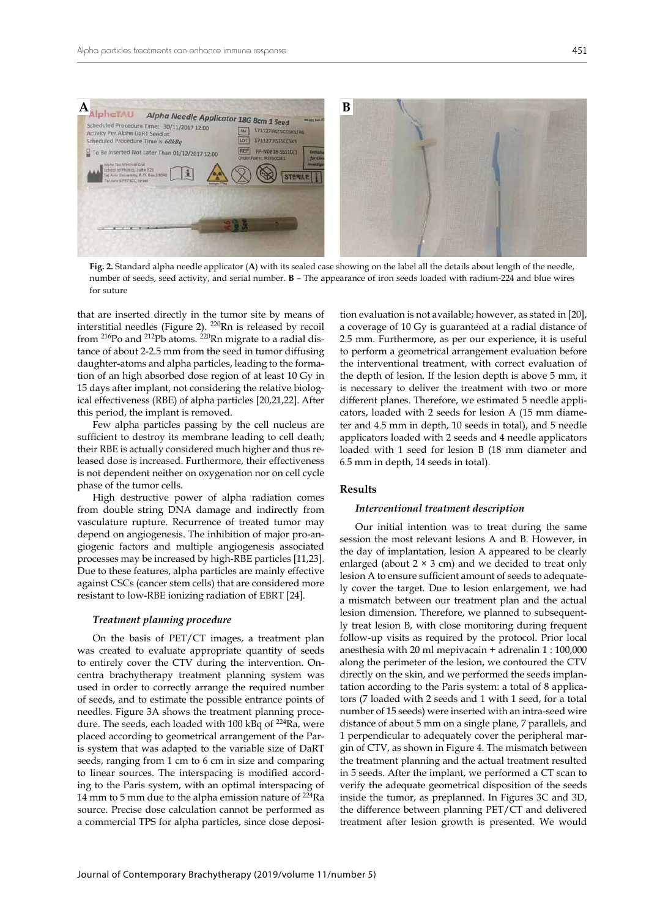**Fig. 2.** Standard alpha needle applicator (**A**) with its sealed case showing on the label all the details about length of the needle, number of seeds, seed activity, and serial number. **B** – The appearance of iron seeds loaded with radium-224 and blue wires for suture

that are inserted directly in the tumor site by means of interstitial needles (Figure 2). $^{220}$Rn is released by recoil from $^{216}$Po and $^{212}$Pb atoms. $^{220}$Rn migrate to a radial distance of about 2-2.5 mm from the seed in tumor diffusing daughter-atoms and alpha particles, leading to the formation of an high absorbed dose region of at least 10 Gy in 15 days after implant, not considering the relative biological effectiveness (RBE) of alpha particles [20,21,22]. After this period, the implant is removed.

Few alpha particles passing by the cell nucleus are sufficient to destroy its membrane leading to cell death; their RBE is actually considered much higher and thus released dose is increased. Furthermore, their effectiveness is not dependent neither on oxygenation nor on cell cycle phase of the tumor cells.

High destructive power of alpha radiation comes from double string DNA damage and indirectly from vasculature rupture. Recurrence of treated tumor may depend on angiogenesis. The inhibition of major pro-angiogenic factors and multiple angiogenesis associated processes may be increased by high-RBE particles [11,23]. Due to these features, alpha particles are mainly effective against CSCs (cancer stem cells) that are considered more resistant to low-RBE ionizing radiation of EBRT [24].

### *Treatment planning procedure*

On the basis of PET/CT images, a treatment plan was created to evaluate appropriate quantity of seeds to entirely cover the CTV during the intervention. Oncentra brachytherapy treatment planning system was used in order to correctly arrange the required number of seeds, and to estimate the possible entrance points of needles. Figure 3A shows the treatment planning procedure. The seeds, each loaded with 100 kBq of $^{224}$Ra, were placed according to geometrical arrangement of the Paris system that was adapted to the variable size of DaRT seeds, ranging from 1 cm to 6 cm in size and comparing to linear sources. The interspacing is modified according to the Paris system, with an optimal interspacing of 14 mm to 5 mm due to the alpha emission nature of $^{224}$Ra source. Precise dose calculation cannot be performed as a commercial TPS for alpha particles, since dose deposition evaluation is not available; however, as stated in [20], a coverage of 10 Gy is guaranteed at a radial distance of 2.5 mm. Furthermore, as per our experience, it is useful to perform a geometrical arrangement evaluation before the interventional treatment, with correct evaluation of the depth of lesion. If the lesion depth is above 5 mm, it is necessary to deliver the treatment with two or more different planes. Therefore, we estimated 5 needle applicators, loaded with 2 seeds for lesion A (15 mm diameter and 4.5 mm in depth, 10 seeds in total), and 5 needle applicators loaded with 2 seeds and 4 needle applicators loaded with 1 seed for lesion B (18 mm diameter and 6.5 mm in depth, 14 seeds in total).

## Results

### *Interventional treatment description*

Our initial intention was to treat during the same session the most relevant lesions A and B. However, in the day of implantation, lesion A appeared to be clearly enlarged (about 2 × 3 cm) and we decided to treat only lesion A to ensure sufficient amount of seeds to adequately cover the target. Due to lesion enlargement, we had a mismatch between our treatment plan and the actual lesion dimension. Therefore, we planned to subsequently treat lesion B, with close monitoring during frequent follow-up visits as required by the protocol. Prior local anesthesia with 20 ml mepivacain + adrenalin 1 : 100,000 along the perimeter of the lesion, we contoured the CTV directly on the skin, and we performed the seeds implantation according to the Paris system: a total of 8 applicators (7 loaded with 2 seeds and 1 with 1 seed, for a total number of 15 seeds) were inserted with an intra-seed wire distance of about 5 mm on a single plane, 7 parallels, and 1 perpendicular to adequately cover the peripheral margin of CTV, as shown in Figure 4. The mismatch between the treatment planning and the actual treatment resulted in 5 seeds. After the implant, we performed a CT scan to verify the adequate geometrical disposition of the seeds inside the tumor, as preplanned. In Figures 3C and 3D, the difference between planning PET/CT and delivered treatment after lesion growth is presented. We would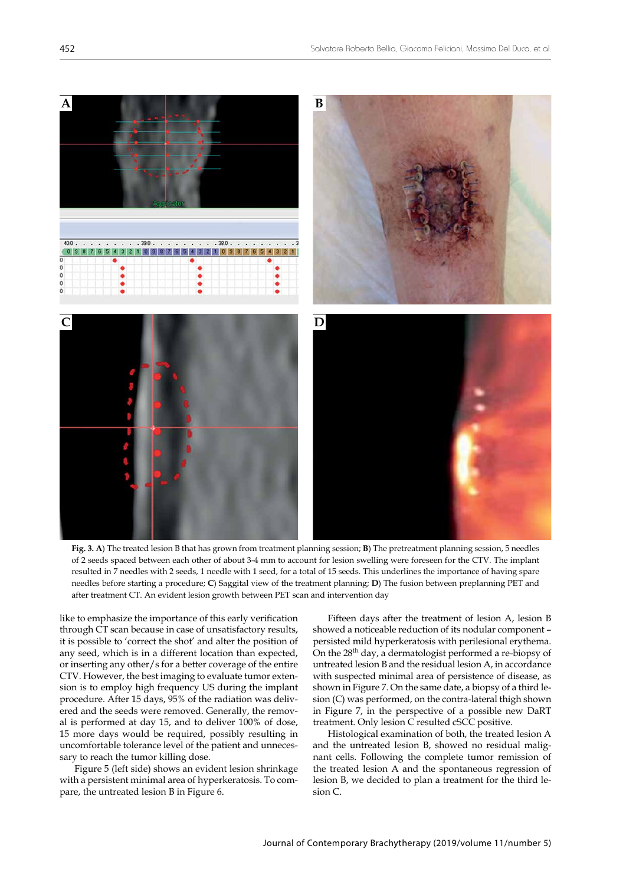**Fig. 3. A**) The treated lesion B that has grown from treatment planning session; **B**) The pretreatment planning session, 5 needles of 2 seeds spaced between each other of about 3-4 mm to account for lesion swelling were foreseen for the CTV. The implant resulted in 7 needles with 2 seeds, 1 needle with 1 seed, for a total of 15 seeds. This underlines the importance of having spare needles before starting a procedure; **C**) Saggital view of the treatment planning; **D**) The fusion between preplanning PET and after treatment CT. An evident lesion growth between PET scan and intervention day

like to emphasize the importance of this early verification through CT scan because in case of unsatisfactory results, it is possible to 'correct the shot' and alter the position of any seed, which is in a different location than expected, or inserting any other/s for a better coverage of the entire CTV. However, the best imaging to evaluate tumor extension is to employ high frequency US during the implant procedure. After 15 days, 95% of the radiation was delivered and the seeds were removed. Generally, the removal is performed at day 15, and to deliver 100% of dose, 15 more days would be required, possibly resulting in uncomfortable tolerance level of the patient and unnecessary to reach the tumor killing dose.

Figure 5 (left side) shows an evident lesion shrinkage with a persistent minimal area of hyperkeratosis. To compare, the untreated lesion B in Figure 6.

Fifteen days after the treatment of lesion A, lesion B showed a noticeable reduction of its nodular component – persisted mild hyperkeratosis with perilesional erythema. On the 28th day, a dermatologist performed a re-biopsy of untreated lesion B and the residual lesion A, in accordance with suspected minimal area of persistence of disease, as shown in Figure 7. On the same date, a biopsy of a third lesion (C) was performed, on the contra-lateral thigh shown in Figure 7, in the perspective of a possible new DaRT treatment. Only lesion C resulted cSCC positive.

Histological examination of both, the treated lesion A and the untreated lesion B, showed no residual malignant cells. Following the complete tumor remission of the treated lesion A and the spontaneous regression of lesion B, we decided to plan a treatment for the third lesion C.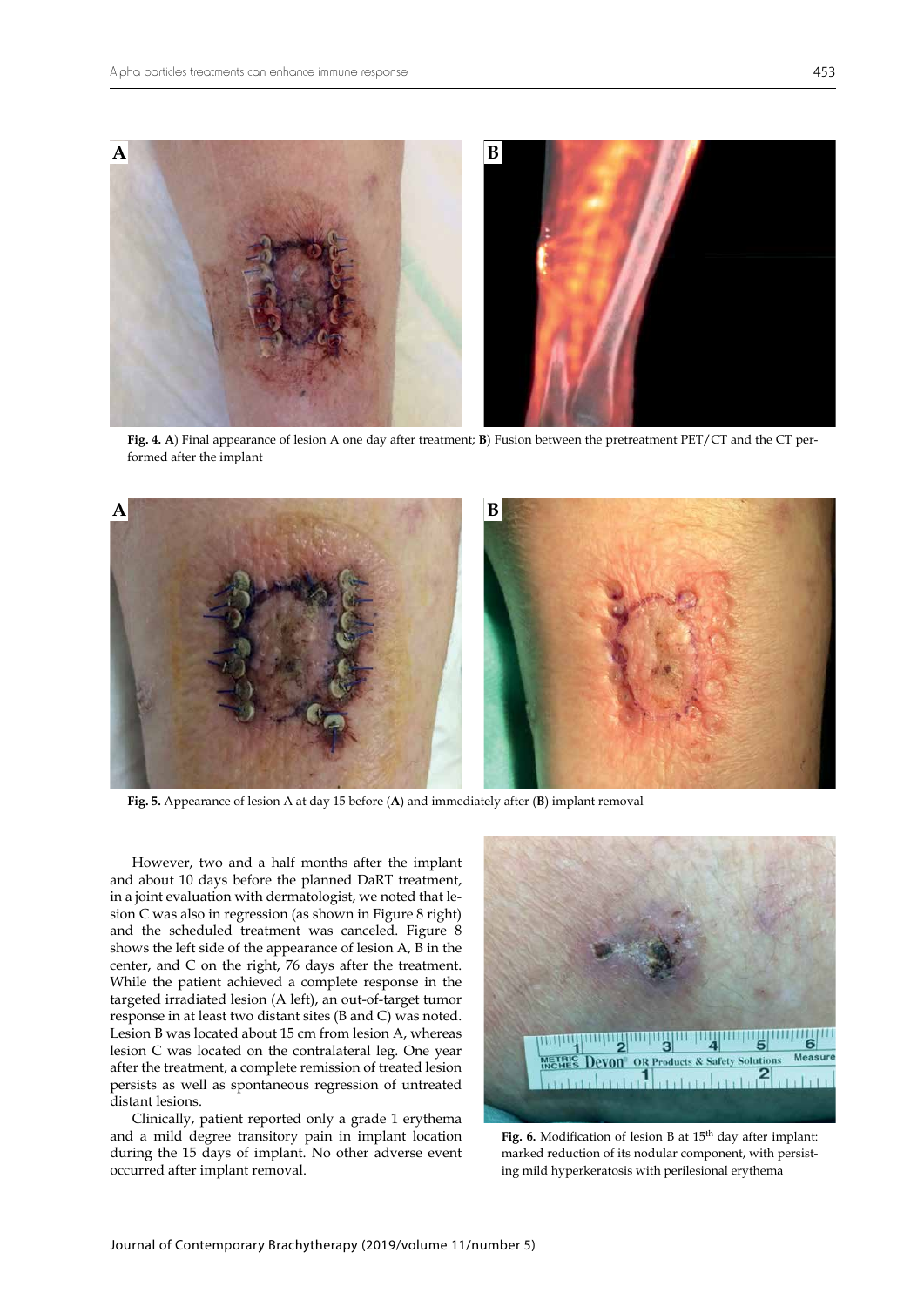**Fig. 4. A**) Final appearance of lesion A one day after treatment; **B**) Fusion between the pretreatment PET/CT and the CT performed after the implant

**Fig. 5.** Appearance of lesion A at day 15 before (**A**) and immediately after (**B**) implant removal

However, two and a half months after the implant and about 10 days before the planned DaRT treatment, in a joint evaluation with dermatologist, we noted that lesion C was also in regression (as shown in Figure 8 right) and the scheduled treatment was canceled. Figure 8 shows the left side of the appearance of lesion A, B in the center, and C on the right, 76 days after the treatment. While the patient achieved a complete response in the targeted irradiated lesion (A left), an out-of-target tumor response in at least two distant sites (B and C) was noted. Lesion B was located about 15 cm from lesion A, whereas lesion C was located on the contralateral leg. One year after the treatment, a complete remission of treated lesion persists as well as spontaneous regression of untreated distant lesions.

Clinically, patient reported only a grade 1 erythema and a mild degree transitory pain in implant location during the 15 days of implant. No other adverse event occurred after implant removal.

**Fig. 6.** Modification of lesion B at 15th day after implant: marked reduction of its nodular component, with persisting mild hyperkeratosis with perilesional erythema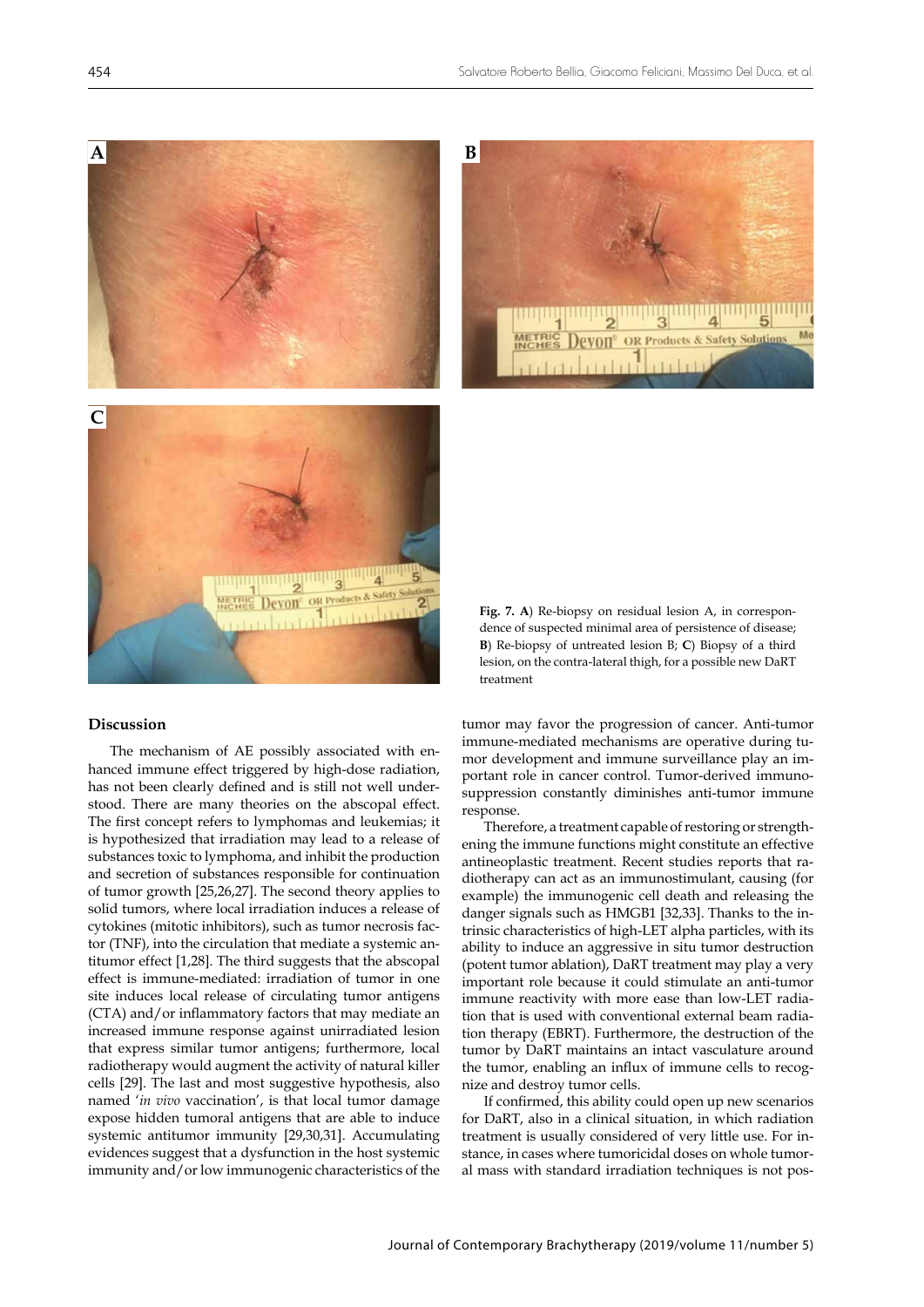**Fig. 7. A**) Re-biopsy on residual lesion A, in correspondence of suspected minimal area of persistence of disease; **B**) Re-biopsy of untreated lesion B; **C**) Biopsy of a third lesion, on the contra-lateral thigh, for a possible new DaRT treatment

## Discussion

The mechanism of AE possibly associated with enhanced immune effect triggered by high-dose radiation, has not been clearly defined and is still not well understood. There are many theories on the abscopal effect. The first concept refers to lymphomas and leukemias; it is hypothesized that irradiation may lead to a release of substances toxic to lymphoma, and inhibit the production and secretion of substances responsible for continuation of tumor growth [25,26,27]. The second theory applies to solid tumors, where local irradiation induces a release of cytokines (mitotic inhibitors), such as tumor necrosis factor (TNF), into the circulation that mediate a systemic antitumor effect [1,28]. The third suggests that the abscopal effect is immune-mediated: irradiation of tumor in one site induces local release of circulating tumor antigens (CTA) and/or inflammatory factors that may mediate an increased immune response against unirradiated lesion that express similar tumor antigens; furthermore, local radiotherapy would augment the activity of natural killer cells [29]. The last and most suggestive hypothesis, also named '*in vivo* vaccination', is that local tumor damage expose hidden tumoral antigens that are able to induce systemic antitumor immunity [29,30,31]. Accumulating evidences suggest that a dysfunction in the host systemic immunity and/or low immunogenic characteristics of the tumor may favor the progression of cancer. Anti-tumor immune-mediated mechanisms are operative during tumor development and immune surveillance play an important role in cancer control. Tumor-derived immunosuppression constantly diminishes anti-tumor immune response.

Therefore, a treatment capable of restoring or strengthening the immune functions might constitute an effective antineoplastic treatment. Recent studies reports that radiotherapy can act as an immunostimulant, causing (for example) the immunogenic cell death and releasing the danger signals such as HMGB1 [32,33]. Thanks to the intrinsic characteristics of high-LET alpha particles, with its ability to induce an aggressive in situ tumor destruction (potent tumor ablation), DaRT treatment may play a very important role because it could stimulate an anti-tumor immune reactivity with more ease than low-LET radiation that is used with conventional external beam radiation therapy (EBRT). Furthermore, the destruction of the tumor by DaRT maintains an intact vasculature around the tumor, enabling an influx of immune cells to recognize and destroy tumor cells.

If confirmed, this ability could open up new scenarios for DaRT, also in a clinical situation, in which radiation treatment is usually considered of very little use. For instance, in cases where tumoricidal doses on whole tumoral mass with standard irradiation techniques is not pos-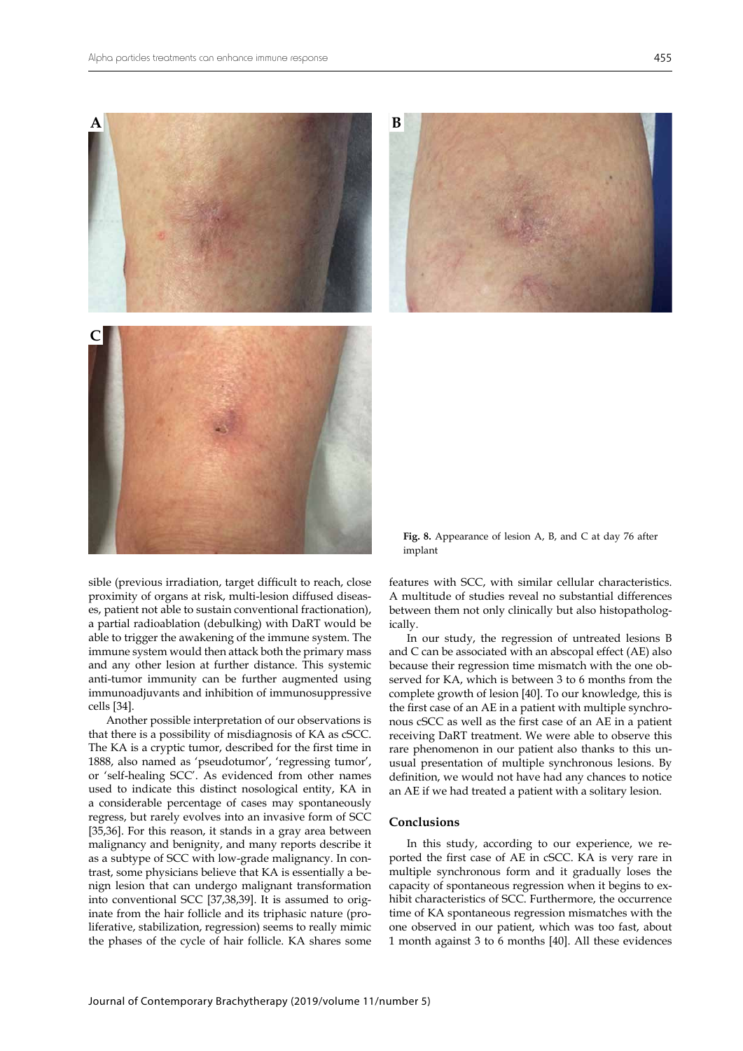Fig. 8. Appearance of lesion A, B, and C at day 76 after implant

sible (previous irradiation, target difficult to reach, close proximity of organs at risk, multi-lesion diffused diseases, patient not able to sustain conventional fractionation), a partial radioablation (debulking) with DaRT would be able to trigger the awakening of the immune system. The immune system would then attack both the primary mass and any other lesion at further distance. This systemic anti-tumor immunity can be further augmented using immunoadjuvants and inhibition of immunosuppressive cells [34].

Another possible interpretation of our observations is that there is a possibility of misdiagnosis of KA as cSCC. The KA is a cryptic tumor, described for the first time in 1888, also named as 'pseudotumor', 'regressing tumor', or 'self-healing SCC'. As evidenced from other names used to indicate this distinct nosological entity, KA in a considerable percentage of cases may spontaneously regress, but rarely evolves into an invasive form of SCC [35,36]. For this reason, it stands in a gray area between malignancy and benignity, and many reports describe it as a subtype of SCC with low-grade malignancy. In contrast, some physicians believe that KA is essentially a benign lesion that can undergo malignant transformation into conventional SCC [37,38,39]. It is assumed to originate from the hair follicle and its triphasic nature (proliferative, stabilization, regression) seems to really mimic the phases of the cycle of hair follicle. KA shares some features with SCC, with similar cellular characteristics. A multitude of studies reveal no substantial differences between them not only clinically but also histopathologically.

In our study, the regression of untreated lesions B and C can be associated with an abscopal effect (AE) also because their regression time mismatch with the one observed for KA, which is between 3 to 6 months from the complete growth of lesion [40]. To our knowledge, this is the first case of an AE in a patient with multiple synchronous cSCC as well as the first case of an AE in a patient receiving DaRT treatment. We were able to observe this rare phenomenon in our patient also thanks to this unusual presentation of multiple synchronous lesions. By definition, we would not have had any chances to notice an AE if we had treated a patient with a solitary lesion.

## Conclusions

In this study, according to our experience, we reported the first case of AE in cSCC. KA is very rare in multiple synchronous form and it gradually loses the capacity of spontaneous regression when it begins to exhibit characteristics of SCC. Furthermore, the occurrence time of KA spontaneous regression mismatches with the one observed in our patient, which was too fast, about 1 month against 3 to 6 months [40]. All these evidences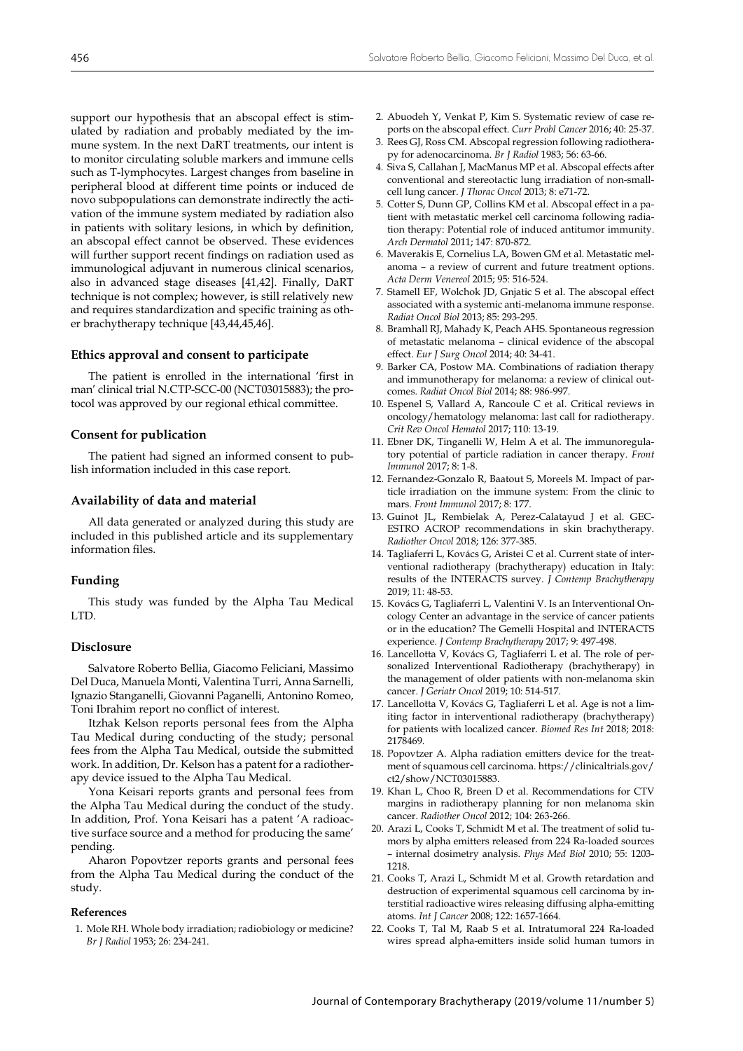support our hypothesis that an abscopal effect is stimulated by radiation and probably mediated by the immune system. In the next DaRT treatments, our intent is to monitor circulating soluble markers and immune cells such as T-lymphocytes. Largest changes from baseline in peripheral blood at different time points or induced de novo subpopulations can demonstrate indirectly the activation of the immune system mediated by radiation also in patients with solitary lesions, in which by definition, an abscopal effect cannot be observed. These evidences will further support recent findings on radiation used as immunological adjuvant in numerous clinical scenarios, also in advanced stage diseases [41,42]. Finally, DaRT technique is not complex; however, is still relatively new and requires standardization and specific training as other brachytherapy technique [43,44,45,46].

### Ethics approval and consent to participate

The patient is enrolled in the international 'first in man' clinical trial N.CTP-SCC-00 (NCT03015883); the protocol was approved by our regional ethical committee.

### Consent for publication

The patient had signed an informed consent to publish information included in this case report.

### Availability of data and material

All data generated or analyzed during this study are included in this published article and its supplementary information files.

### Funding

This study was funded by the Alpha Tau Medical LTD.

### Disclosure

Salvatore Roberto Bellia, Giacomo Feliciani, Massimo Del Duca, Manuela Monti, Valentina Turri, Anna Sarnelli, Ignazio Stanganelli, Giovanni Paganelli, Antonino Romeo, Toni Ibrahim report no conflict of interest.

Itzhak Kelson reports personal fees from the Alpha Tau Medical during conducting of the study; personal fees from the Alpha Tau Medical, outside the submitted work. In addition, Dr. Kelson has a patent for a radiotherapy device issued to the Alpha Tau Medical.

Yona Keisari reports grants and personal fees from the Alpha Tau Medical during the conduct of the study. In addition, Prof. Yona Keisari has a patent 'A radioactive surface source and a method for producing the same' pending.

Aharon Popovtzer reports grants and personal fees from the Alpha Tau Medical during the conduct of the study.

#### References

1. Mole RH. Whole body irradiation; radiobiology or medicine? *Br J Radiol* 1953; 26: 234-241.
2. Abuodeh Y, Venkat P, Kim S. Systematic review of case reports on the abscopal effect. *Curr Probl Cancer* 2016; 40: 25-37.
3. Rees GJ, Ross CM. Abscopal regression following radiotherapy for adenocarcinoma. *Br J Radiol* 1983; 56: 63-66.
4. Siva S, Callahan J, MacManus MP et al. Abscopal effects after conventional and stereotactic lung irradiation of non-small-cell lung cancer. *J Thorac Oncol* 2013; 8: e71-72.
5. Cotter S, Dunn GP, Collins KM et al. Abscopal effect in a patient with metastatic merkel cell carcinoma following radiation therapy: Potential role of induced antitumor immunity. *Arch Dermatol* 2011; 147: 870-872.
6. Maverakis E, Cornelius LA, Bowen GM et al. Metastatic melanoma – a review of current and future treatment options. *Acta Derm Venereol* 2015; 95: 516-524.
7. Stamell EF, Wolchok JD, Gnjatic S et al. The abscopal effect associated with a systemic anti-melanoma immune response. *Radiat Oncol Biol* 2013; 85: 293-295.
8. Bramhall RJ, Mahady K, Peach AHS. Spontaneous regression of metastatic melanoma – clinical evidence of the abscopal effect. *Eur J Surg Oncol* 2014; 40: 34-41.
9. Barker CA, Postow MA. Combinations of radiation therapy and immunotherapy for melanoma: a review of clinical outcomes. *Radiat Oncol Biol* 2014; 88: 986-997.
10. Espenel S, Vallard A, Rancoule C et al. Critical reviews in oncology/hematology melanoma: last call for radiotherapy. *Crit Rev Oncol Hematol* 2017; 110: 13-19.
11. Ebner DK, Tinganelli W, Helm A et al. The immunoregulatory potential of particle radiation in cancer therapy. *Front Immunol* 2017; 8: 1-8.
12. Fernandez-Gonzalo R, Baatout S, Moreels M. Impact of particle irradiation on the immune system: From the clinic to mars. *Front Immunol* 2017; 8: 177.
13. Guinot JL, Rembielak A, Perez-Calatayud J et al. GEC-ESTRO ACROP recommendations in skin brachytherapy. *Radiother Oncol* 2018; 126: 377-385.
14. Tagliaferri L, Kovács G, Aristei C et al. Current state of interventional radiotherapy (brachytherapy) education in Italy: results of the INTERACTS survey. *J Contemp Brachytherapy* 2019; 11: 48-53.
15. Kovács G, Tagliaferri L, Valentini V. Is an Interventional Oncology Center an advantage in the service of cancer patients or in the education? The Gemelli Hospital and INTERACTS experience. *J Contemp Brachytherapy* 2017; 9: 497-498.
16. Lancellotta V, Kovács G, Tagliaferri L et al. The role of personalized Interventional Radiotherapy (brachytherapy) in the management of older patients with non-melanoma skin cancer. *J Geriatr Oncol* 2019; 10: 514-517.
17. Lancellotta V, Kovács G, Tagliaferri L et al. Age is not a limiting factor in interventional radiotherapy (brachytherapy) for patients with localized cancer. *Biomed Res Int* 2018; 2018: 2178469.
18. Popovtzer A. Alpha radiation emitters device for the treatment of squamous cell carcinoma. https://clinicaltrials.gov/ct2/show/NCT03015883.
19. Khan L, Choo R, Breen D et al. Recommendations for CTV margins in radiotherapy planning for non melanoma skin cancer. *Radiother Oncol* 2012; 104: 263-266.
20. Arazi L, Cooks T, Schmidt M et al. The treatment of solid tumors by alpha emitters released from 224 Ra-loaded sources – internal dosimetry analysis. *Phys Med Biol* 2010; 55: 1203-1218.
21. Cooks T, Arazi L, Schmidt M et al. Growth retardation and destruction of experimental squamous cell carcinoma by interstitial radioactive wires releasing diffusing alpha-emitting atoms. *Int J Cancer* 2008; 122: 1657-1664.
22. Cooks T, Tal M, Raab S et al. Intratumoral 224 Ra-loaded wires spread alpha-emitters inside solid human tumors in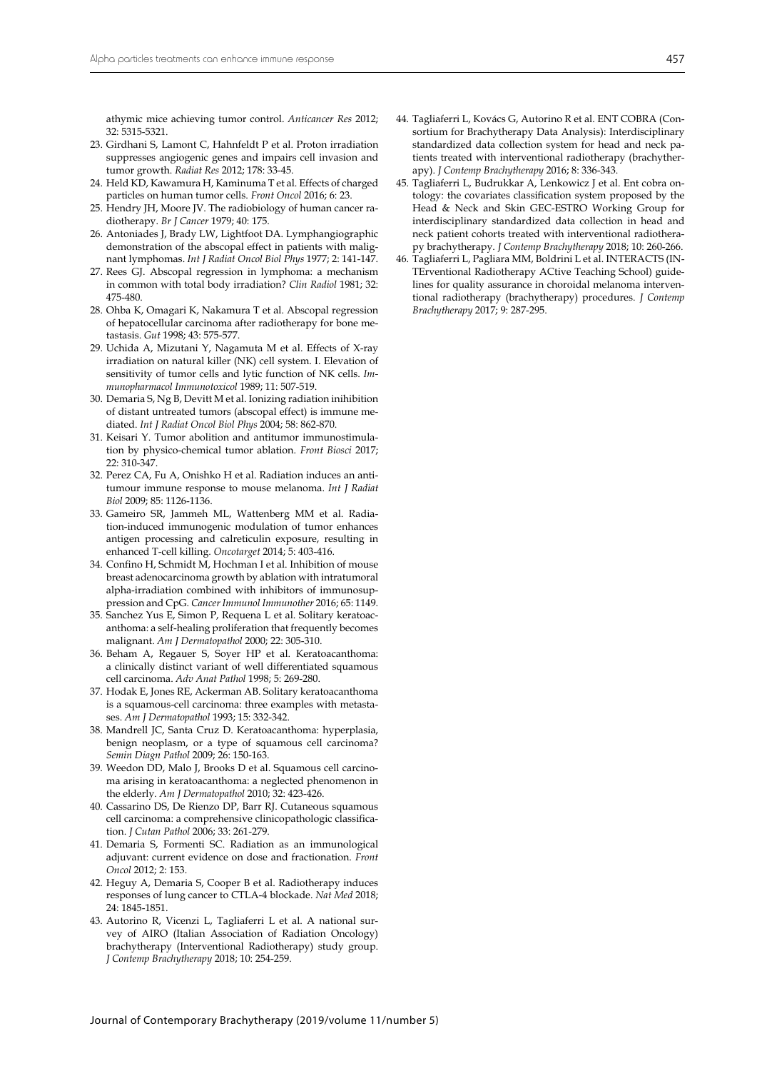athymic mice achieving tumor control. *Anticancer Res* 2012; 32: 5315-5321.

23. Girdhani S, Lamont C, Hahnfeldt P et al. Proton irradiation suppresses angiogenic genes and impairs cell invasion and tumor growth. *Radiat Res* 2012; 178: 33-45.
24. Held KD, Kawamura H, Kaminuma T et al. Effects of charged particles on human tumor cells. *Front Oncol* 2016; 6: 23.
25. Hendry JH, Moore JV. The radiobiology of human cancer radiotherapy. *Br J Cancer* 1979; 40: 175.
26. Antoniades J, Brady LW, Lightfoot DA. Lymphangiographic demonstration of the abscopal effect in patients with malignant lymphomas. *Int J Radiat Oncol Biol Phys* 1977; 2: 141-147.
27. Rees GJ. Abscopal regression in lymphoma: a mechanism in common with total body irradiation? *Clin Radiol* 1981; 32: 475-480.
28. Ohba K, Omagari K, Nakamura T et al. Abscopal regression of hepatocellular carcinoma after radiotherapy for bone metastasis. *Gut* 1998; 43: 575-577.
29. Uchida A, Mizutani Y, Nagamuta M et al. Effects of X-ray irradiation on natural killer (NK) cell system. I. Elevation of sensitivity of tumor cells and lytic function of NK cells. *Immunopharmacol Immunotoxicol* 1989; 11: 507-519.
30. Demaria S, Ng B, Devitt M et al. Ionizing radiation inihibition of distant untreated tumors (abscopal effect) is immune mediated. *Int J Radiat Oncol Biol Phys* 2004; 58: 862-870.
31. Keisari Y. Tumor abolition and antitumor immunostimulation by physico-chemical tumor ablation. *Front Biosci* 2017; 22: 310-347.
32. Perez CA, Fu A, Onishko H et al. Radiation induces an antitumour immune response to mouse melanoma. *Int J Radiat Biol* 2009; 85: 1126-1136.
33. Gameiro SR, Jammeh ML, Wattenberg MM et al. Radiation-induced immunogenic modulation of tumor enhances antigen processing and calreticulin exposure, resulting in enhanced T-cell killing. *Oncotarget* 2014; 5: 403-416.
34. Confino H, Schmidt M, Hochman I et al. Inhibition of mouse breast adenocarcinoma growth by ablation with intratumoral alpha-irradiation combined with inhibitors of immunosuppression and CpG. *Cancer Immunol Immunother* 2016; 65: 1149.
35. Sanchez Yus E, Simon P, Requena L et al. Solitary keratoacanthoma: a self-healing proliferation that frequently becomes malignant. *Am J Dermatopathol* 2000; 22: 305-310.
36. Beham A, Regauer S, Soyer HP et al. Keratoacanthoma: a clinically distinct variant of well differentiated squamous cell carcinoma. *Adv Anat Pathol* 1998; 5: 269-280.
37. Hodak E, Jones RE, Ackerman AB. Solitary keratoacanthoma is a squamous-cell carcinoma: three examples with metastases. *Am J Dermatopathol* 1993; 15: 332-342.
38. Mandrell JC, Santa Cruz D. Keratoacanthoma: hyperplasia, benign neoplasm, or a type of squamous cell carcinoma? *Semin Diagn Pathol* 2009; 26: 150-163.
39. Weedon DD, Malo J, Brooks D et al. Squamous cell carcinoma arising in keratoacanthoma: a neglected phenomenon in the elderly. *Am J Dermatopathol* 2010; 32: 423-426.
40. Cassarino DS, De Rienzo DP, Barr RJ. Cutaneous squamous cell carcinoma: a comprehensive clinicopathologic classification. *J Cutan Pathol* 2006; 33: 261-279.
41. Demaria S, Formenti SC. Radiation as an immunological adjuvant: current evidence on dose and fractionation. *Front Oncol* 2012; 2: 153.
42. Heguy A, Demaria S, Cooper B et al. Radiotherapy induces responses of lung cancer to CTLA-4 blockade. *Nat Med* 2018; 24: 1845-1851.
43. Autorino R, Vicenzi L, Tagliaferri L et al. A national survey of AIRO (Italian Association of Radiation Oncology) brachytherapy (Interventional Radiotherapy) study group. *J Contemp Brachytherapy* 2018; 10: 254-259.
44. Tagliaferri L, Kovács G, Autorino R et al. ENT COBRA (Consortium for Brachytherapy Data Analysis): Interdisciplinary standardized data collection system for head and neck patients treated with interventional radiotherapy (brachytherapy). *J Contemp Brachytherapy* 2016; 8: 336-343.
45. Tagliaferri L, Budrukkar A, Lenkowicz J et al. Ent cobra ontology: the covariates classification system proposed by the Head & Neck and Skin GEC-ESTRO Working Group for interdisciplinary standardized data collection in head and neck patient cohorts treated with interventional radiotherapy brachytherapy. *J Contemp Brachytherapy* 2018; 10: 260-266.
46. Tagliaferri L, Pagliara MM, Boldrini L et al. INTERACTS (INTErventional Radiotherapy ACtive Teaching School) guidelines for quality assurance in choroidal melanoma interventional radiotherapy (brachytherapy) procedures. *J Contemp Brachytherapy* 2017; 9: 287-295.